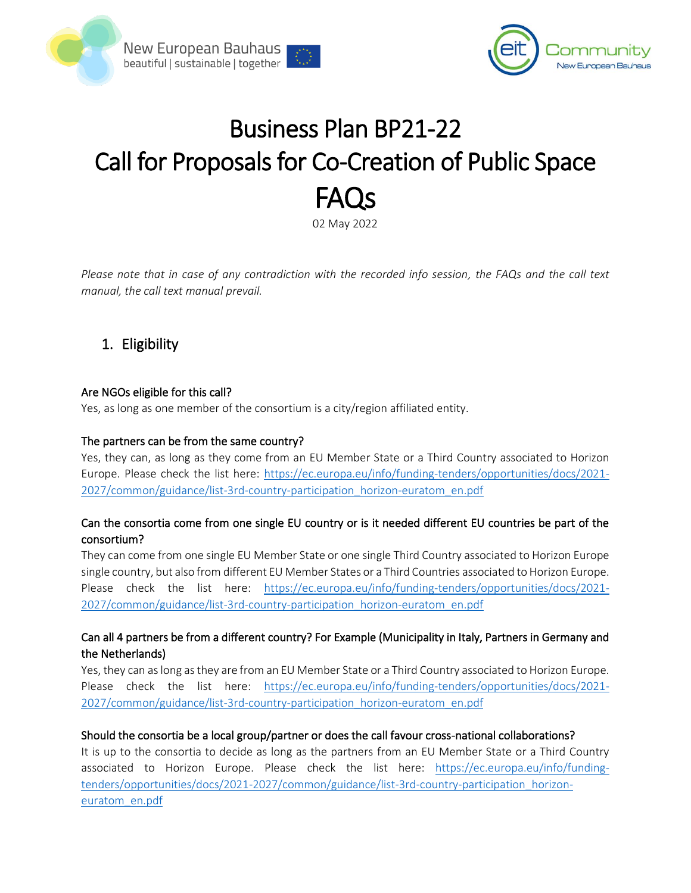# Business Plan BP21-22
# Call for Proposals for Co-Creation of Public Space
# FAQs

02 May 2022

*Please note that in case of any contradiction with the recorded info session, the FAQs and the call text manual, the call text manual prevail.*

## 1. Eligibility

### Are NGOs eligible for this call?

Yes, as long as one member of the consortium is a city/region affiliated entity.

### The partners can be from the same country?

Yes, they can, as long as they come from an EU Member State or a Third Country associated to Horizon Europe. Please check the list here: https://ec.europa.eu/info/funding-tenders/opportunities/docs/2021-2027/common/guidance/list-3rd-country-participation_horizon-euratom_en.pdf

### Can the consortia come from one single EU country or is it needed different EU countries be part of the consortium?

They can come from one single EU Member State or one single Third Country associated to Horizon Europe single country, but also from different EU Member States or a Third Countries associated to Horizon Europe. Please check the list here: https://ec.europa.eu/info/funding-tenders/opportunities/docs/2021-2027/common/guidance/list-3rd-country-participation_horizon-euratom_en.pdf

### Can all 4 partners be from a different country? For Example (Municipality in Italy, Partners in Germany and the Netherlands)

Yes, they can as long as they are from an EU Member State or a Third Country associated to Horizon Europe. Please check the list here: https://ec.europa.eu/info/funding-tenders/opportunities/docs/2021-2027/common/guidance/list-3rd-country-participation_horizon-euratom_en.pdf

### Should the consortia be a local group/partner or does the call favour cross-national collaborations?

It is up to the consortia to decide as long as the partners from an EU Member State or a Third Country associated to Horizon Europe. Please check the list here: https://ec.europa.eu/info/funding-tenders/opportunities/docs/2021-2027/common/guidance/list-3rd-country-participation_horizon-euratom_en.pdf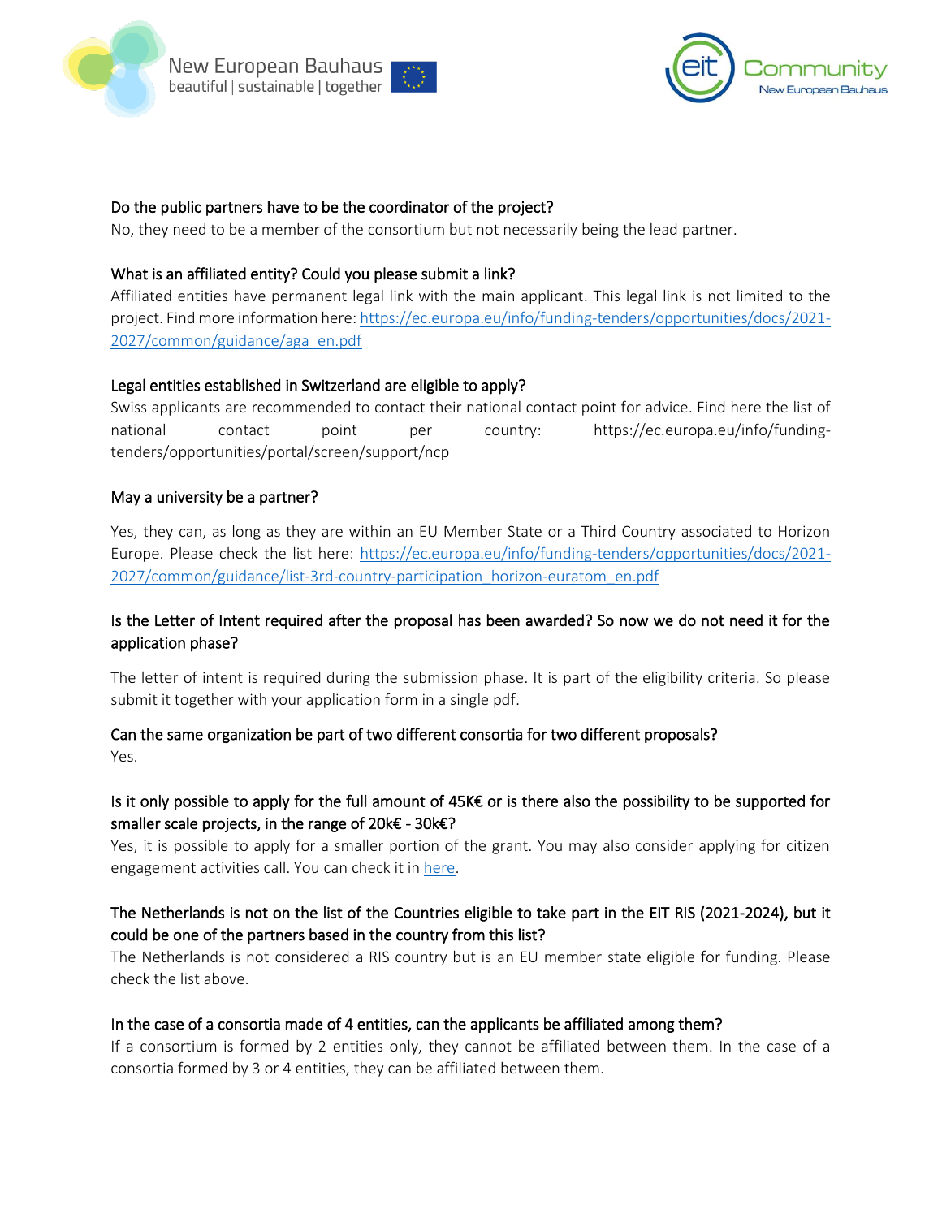### Do the public partners have to be the coordinator of the project?

No, they need to be a member of the consortium but not necessarily being the lead partner.

### What is an affiliated entity? Could you please submit a link?

Affiliated entities have permanent legal link with the main applicant. This legal link is not limited to the project. Find more information here: [https://ec.europa.eu/info/funding-tenders/opportunities/docs/2021-2027/common/guidance/aga_en.pdf](https://ec.europa.eu/info/funding-tenders/opportunities/docs/2021-2027/common/guidance/aga_en.pdf)

### Legal entities established in Switzerland are eligible to apply?

Swiss applicants are recommended to contact their national contact point for advice. Find here the list of national contact point per country: https://ec.europa.eu/info/funding-tenders/opportunities/portal/screen/support/ncp

### May a university be a partner?

Yes, they can, as long as they are within an EU Member State or a Third Country associated to Horizon Europe. Please check the list here: [https://ec.europa.eu/info/funding-tenders/opportunities/docs/2021-2027/common/guidance/list-3rd-country-participation_horizon-euratom_en.pdf](https://ec.europa.eu/info/funding-tenders/opportunities/docs/2021-2027/common/guidance/list-3rd-country-participation_horizon-euratom_en.pdf)

### Is the Letter of Intent required after the proposal has been awarded? So now we do not need it for the application phase?

The letter of intent is required during the submission phase. It is part of the eligibility criteria. So please submit it together with your application form in a single pdf.

### Can the same organization be part of two different consortia for two different proposals?

Yes.

### Is it only possible to apply for the full amount of 45K€ or is there also the possibility to be supported for smaller scale projects, in the range of 20k€ - 30k€?

Yes, it is possible to apply for a smaller portion of the grant. You may also consider applying for citizen engagement activities call. You can check it in here.

### The Netherlands is not on the list of the Countries eligible to take part in the EIT RIS (2021-2024), but it could be one of the partners based in the country from this list?

The Netherlands is not considered a RIS country but is an EU member state eligible for funding. Please check the list above.

### In the case of a consortia made of 4 entities, can the applicants be affiliated among them?

If a consortium is formed by 2 entities only, they cannot be affiliated between them. In the case of a consortia formed by 3 or 4 entities, they can be affiliated between them.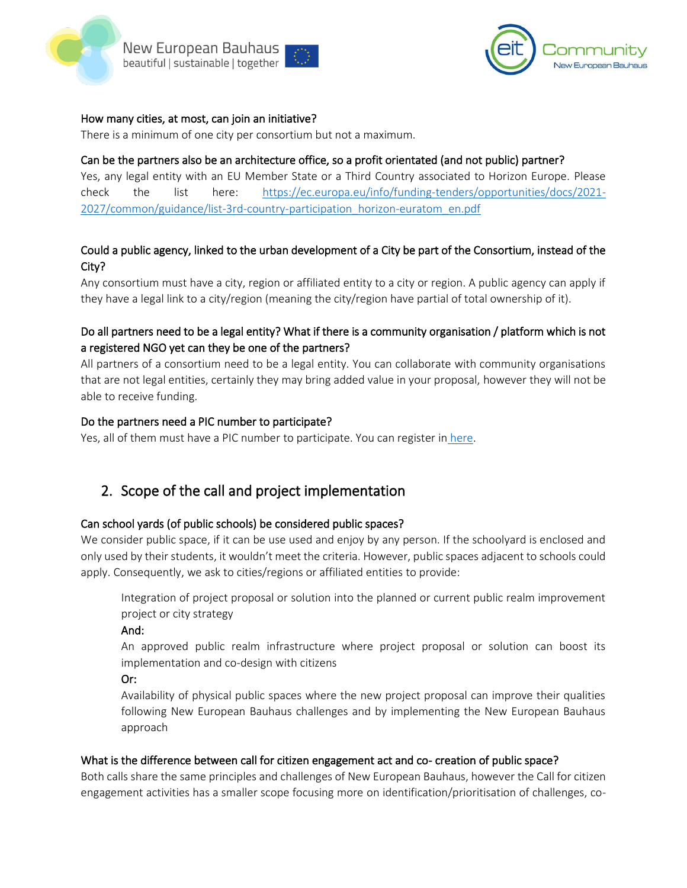How many cities, at most, can join an initiative?

There is a minimum of one city per consortium but not a maximum.

Can be the partners also be an architecture office, so a profit orientated (and not public) partner?

Yes, any legal entity with an EU Member State or a Third Country associated to Horizon Europe. Please check the list here: [https://ec.europa.eu/info/funding-tenders/opportunities/docs/2021-2027/common/guidance/list-3rd-country-participation_horizon-euratom_en.pdf](https://ec.europa.eu/info/funding-tenders/opportunities/docs/2021-2027/common/guidance/list-3rd-country-participation_horizon-euratom_en.pdf)

Could a public agency, linked to the urban development of a City be part of the Consortium, instead of the City?

Any consortium must have a city, region or affiliated entity to a city or region. A public agency can apply if they have a legal link to a city/region (meaning the city/region have partial of total ownership of it).

Do all partners need to be a legal entity? What if there is a community organisation / platform which is not a registered NGO yet can they be one of the partners?

All partners of a consortium need to be a legal entity. You can collaborate with community organisations that are not legal entities, certainly they may bring added value in your proposal, however they will not be able to receive funding.

Do the partners need a PIC number to participate?

Yes, all of them must have a PIC number to participate. You can register in [here](here).

## 2. Scope of the call and project implementation

Can school yards (of public schools) be considered public spaces?

We consider public space, if it can be use used and enjoy by any person. If the schoolyard is enclosed and only used by their students, it wouldn't meet the criteria. However, public spaces adjacent to schools could apply. Consequently, we ask to cities/regions or affiliated entities to provide:

> Integration of project proposal or solution into the planned or current public realm improvement project or city strategy
>
> And:
>
> An approved public realm infrastructure where project proposal or solution can boost its implementation and co-design with citizens
>
> Or:
>
> Availability of physical public spaces where the new project proposal can improve their qualities following New European Bauhaus challenges and by implementing the New European Bauhaus approach

What is the difference between call for citizen engagement act and co- creation of public space?

Both calls share the same principles and challenges of New European Bauhaus, however the Call for citizen engagement activities has a smaller scope focusing more on identification/prioritisation of challenges, co-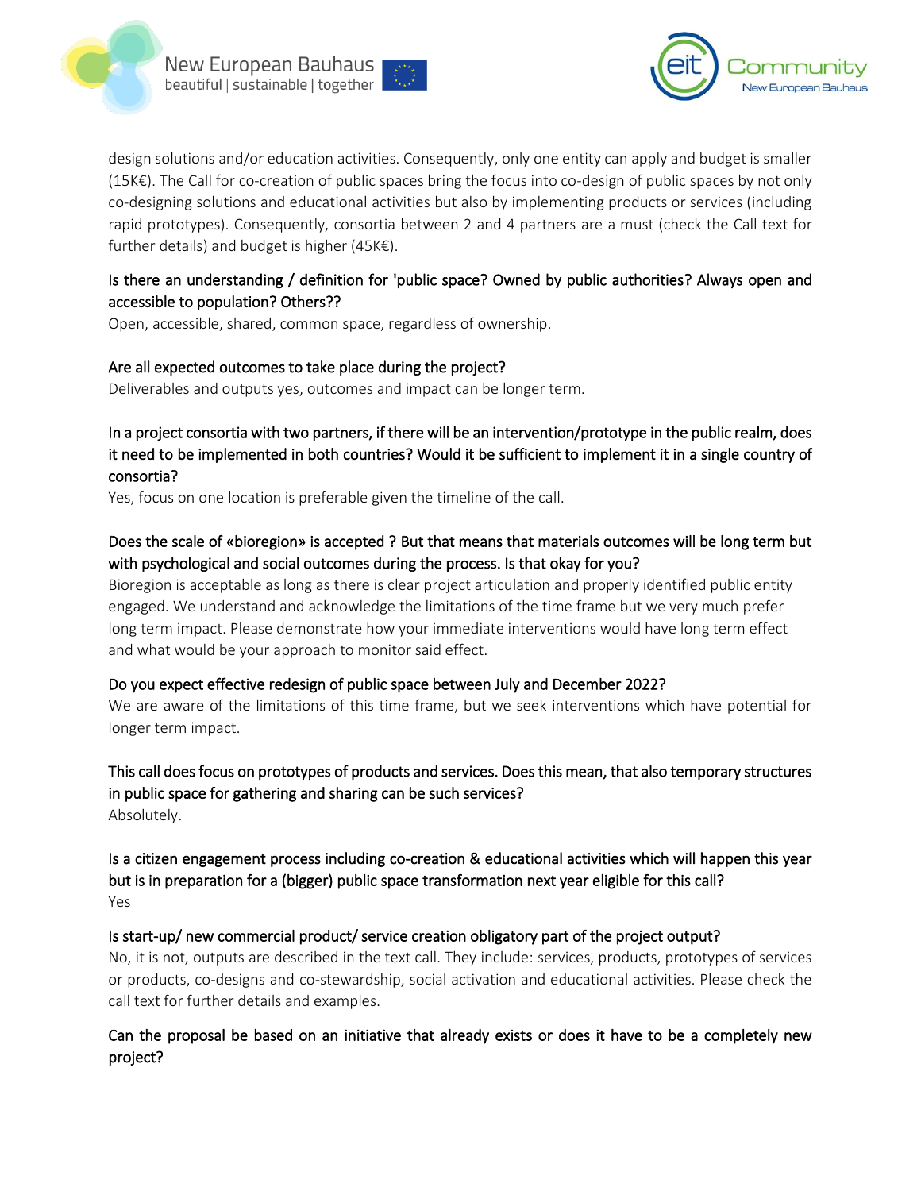design solutions and/or education activities. Consequently, only one entity can apply and budget is smaller (15K€). The Call for co-creation of public spaces bring the focus into co-design of public spaces by not only co-designing solutions and educational activities but also by implementing products or services (including rapid prototypes). Consequently, consortia between 2 and 4 partners are a must (check the Call text for further details) and budget is higher (45K€).

**Is there an understanding / definition for 'public space? Owned by public authorities? Always open and accessible to population? Others??**

Open, accessible, shared, common space, regardless of ownership.

**Are all expected outcomes to take place during the project?**

Deliverables and outputs yes, outcomes and impact can be longer term.

**In a project consortia with two partners, if there will be an intervention/prototype in the public realm, does it need to be implemented in both countries? Would it be sufficient to implement it in a single country of consortia?**

Yes, focus on one location is preferable given the timeline of the call.

**Does the scale of «bioregion» is accepted ? But that means that materials outcomes will be long term but with psychological and social outcomes during the process. Is that okay for you?**

Bioregion is acceptable as long as there is clear project articulation and properly identified public entity engaged. We understand and acknowledge the limitations of the time frame but we very much prefer long term impact. Please demonstrate how your immediate interventions would have long term effect and what would be your approach to monitor said effect.

**Do you expect effective redesign of public space between July and December 2022?**

We are aware of the limitations of this time frame, but we seek interventions which have potential for longer term impact.

**This call does focus on prototypes of products and services. Does this mean, that also temporary structures in public space for gathering and sharing can be such services?**

Absolutely.

**Is a citizen engagement process including co-creation & educational activities which will happen this year but is in preparation for a (bigger) public space transformation next year eligible for this call?**

Yes

**Is start-up/ new commercial product/ service creation obligatory part of the project output?**

No, it is not, outputs are described in the text call. They include: services, products, prototypes of services or products, co-designs and co-stewardship, social activation and educational activities. Please check the call text for further details and examples.

**Can the proposal be based on an initiative that already exists or does it have to be a completely new project?**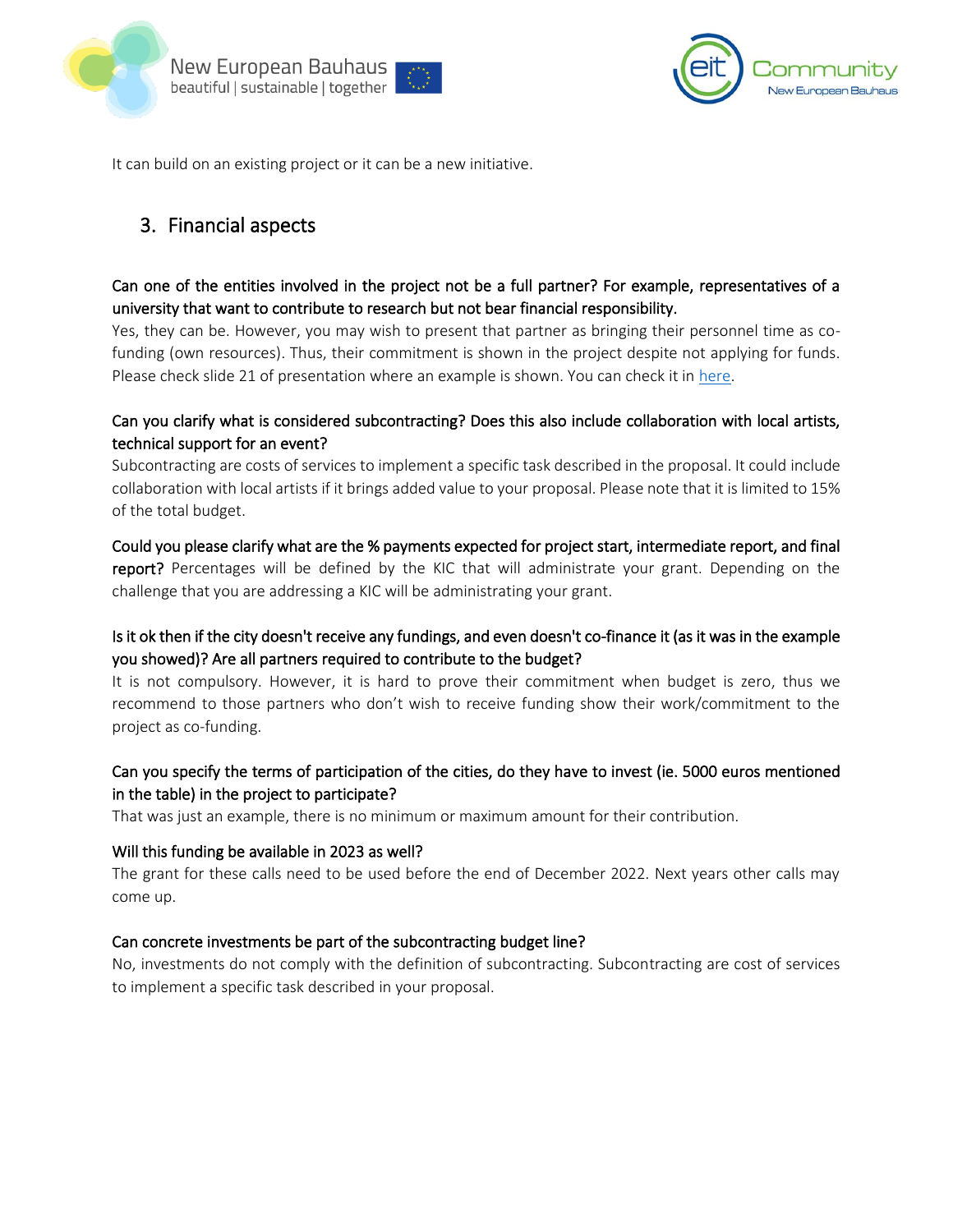It can build on an existing project or it can be a new initiative.

## 3. Financial aspects

**Can one of the entities involved in the project not be a full partner? For example, representatives of a university that want to contribute to research but not bear financial responsibility.**

Yes, they can be. However, you may wish to present that partner as bringing their personnel time as co-funding (own resources). Thus, their commitment is shown in the project despite not applying for funds. Please check slide 21 of presentation where an example is shown. You can check it in here.

**Can you clarify what is considered subcontracting? Does this also include collaboration with local artists, technical support for an event?**

Subcontracting are costs of services to implement a specific task described in the proposal. It could include collaboration with local artists if it brings added value to your proposal. Please note that it is limited to 15% of the total budget.

**Could you please clarify what are the % payments expected for project start, intermediate report, and final report?** Percentages will be defined by the KIC that will administrate your grant. Depending on the challenge that you are addressing a KIC will be administrating your grant.

**Is it ok then if the city doesn't receive any fundings, and even doesn't co-finance it (as it was in the example you showed)? Are all partners required to contribute to the budget?**

It is not compulsory. However, it is hard to prove their commitment when budget is zero, thus we recommend to those partners who don't wish to receive funding show their work/commitment to the project as co-funding.

**Can you specify the terms of participation of the cities, do they have to invest (ie. 5000 euros mentioned in the table) in the project to participate?**

That was just an example, there is no minimum or maximum amount for their contribution.

**Will this funding be available in 2023 as well?**

The grant for these calls need to be used before the end of December 2022. Next years other calls may come up.

**Can concrete investments be part of the subcontracting budget line?**

No, investments do not comply with the definition of subcontracting. Subcontracting are cost of services to implement a specific task described in your proposal.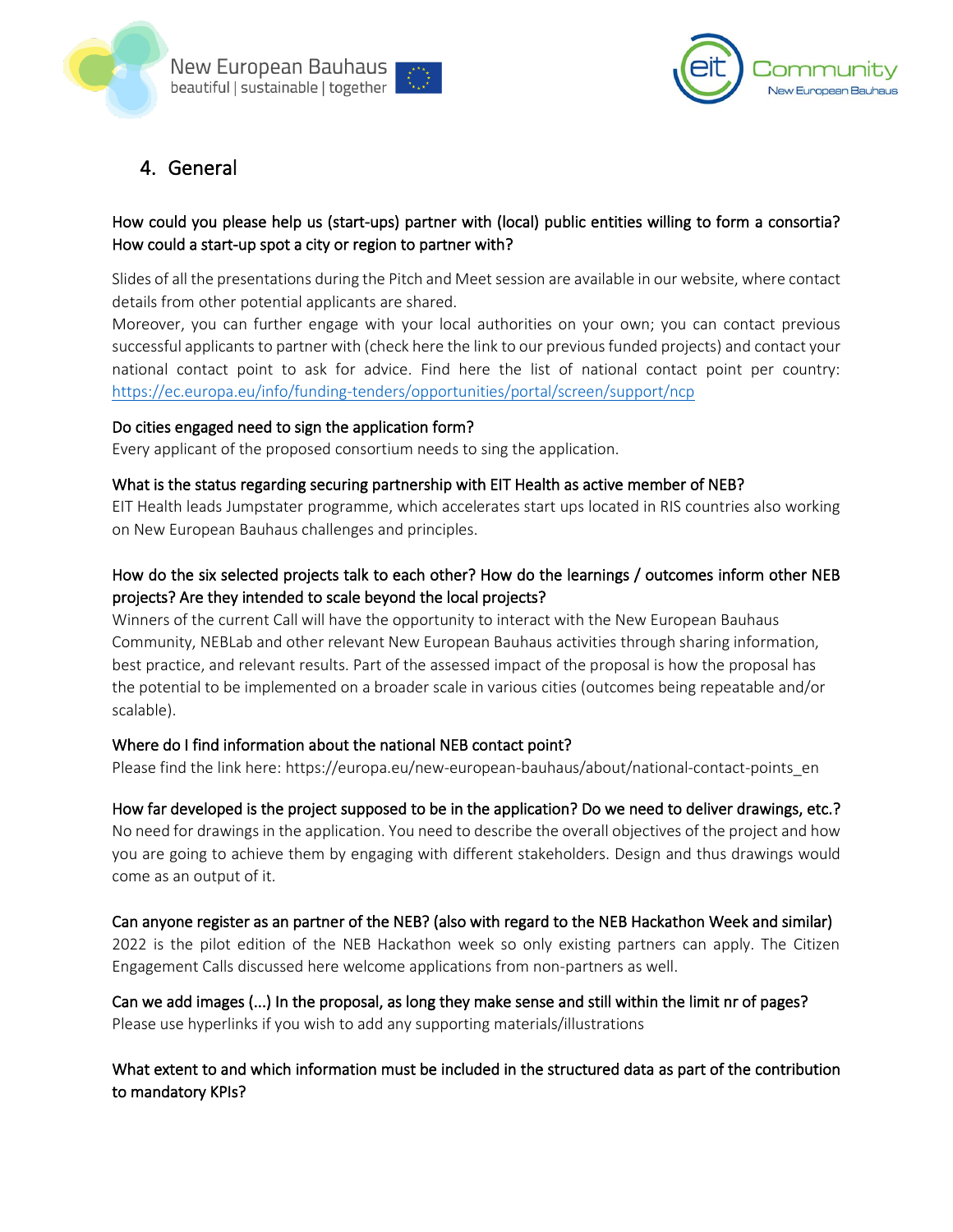## 4. General

**How could you please help us (start-ups) partner with (local) public entities willing to form a consortia? How could a start-up spot a city or region to partner with?**

Slides of all the presentations during the Pitch and Meet session are available in our website, where contact details from other potential applicants are shared.
Moreover, you can further engage with your local authorities on your own; you can contact previous successful applicants to partner with (check here the link to our previous funded projects) and contact your national contact point to ask for advice. Find here the list of national contact point per country: https://ec.europa.eu/info/funding-tenders/opportunities/portal/screen/support/ncp

**Do cities engaged need to sign the application form?**
Every applicant of the proposed consortium needs to sing the application.

**What is the status regarding securing partnership with EIT Health as active member of NEB?**
EIT Health leads Jumpstater programme, which accelerates start ups located in RIS countries also working on New European Bauhaus challenges and principles.

**How do the six selected projects talk to each other? How do the learnings / outcomes inform other NEB projects? Are they intended to scale beyond the local projects?**
Winners of the current Call will have the opportunity to interact with the New European Bauhaus Community, NEBLab and other relevant New European Bauhaus activities through sharing information, best practice, and relevant results. Part of the assessed impact of the proposal is how the proposal has the potential to be implemented on a broader scale in various cities (outcomes being repeatable and/or scalable).

**Where do I find information about the national NEB contact point?**
Please find the link here: https://europa.eu/new-european-bauhaus/about/national-contact-points_en

**How far developed is the project supposed to be in the application? Do we need to deliver drawings, etc.?**
No need for drawings in the application. You need to describe the overall objectives of the project and how you are going to achieve them by engaging with different stakeholders. Design and thus drawings would come as an output of it.

**Can anyone register as an partner of the NEB? (also with regard to the NEB Hackathon Week and similar)**
2022 is the pilot edition of the NEB Hackathon week so only existing partners can apply. The Citizen Engagement Calls discussed here welcome applications from non-partners as well.

**Can we add images (...) In the proposal, as long they make sense and still within the limit nr of pages?**
Please use hyperlinks if you wish to add any supporting materials/illustrations

**What extent to and which information must be included in the structured data as part of the contribution to mandatory KPIs?**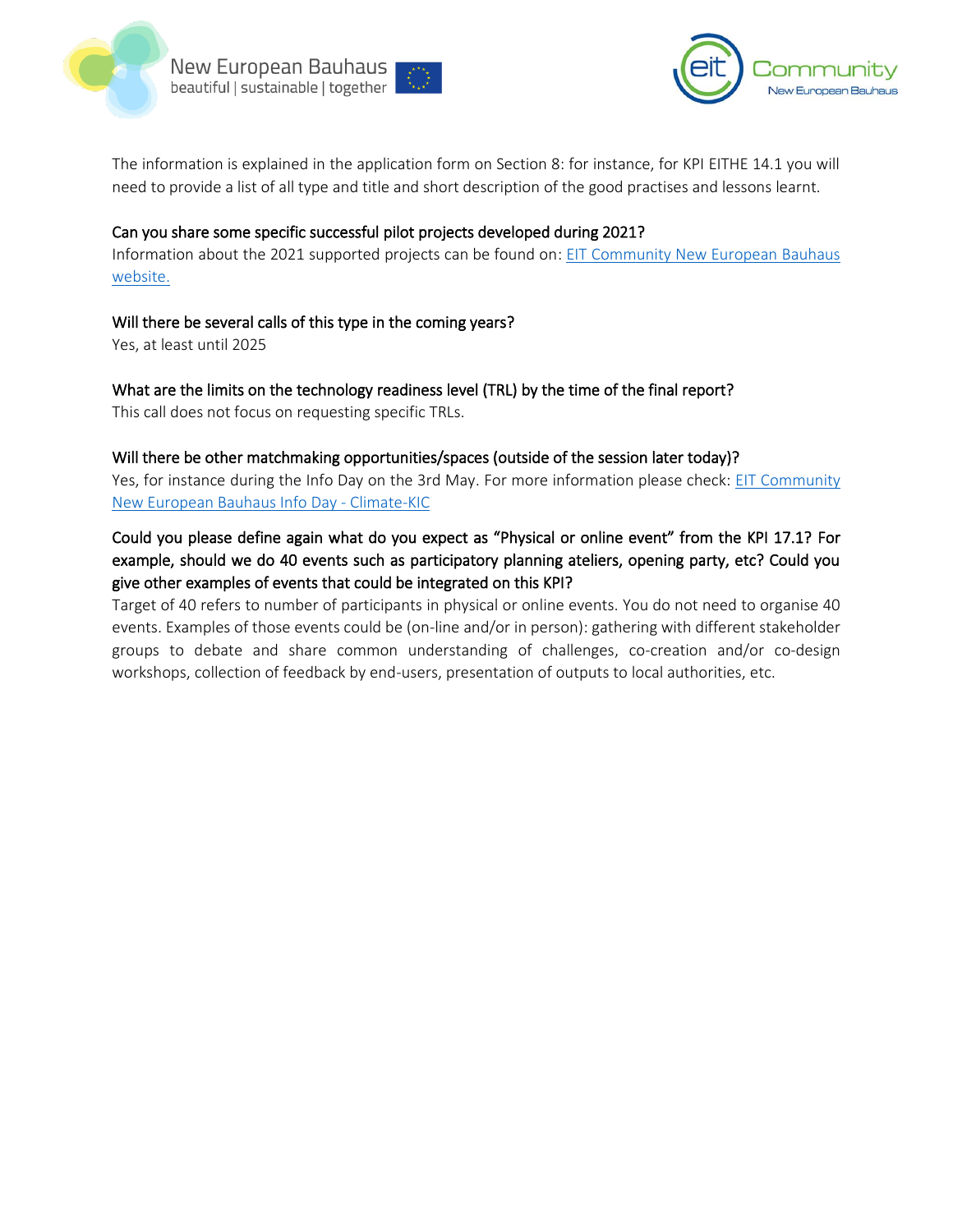The information is explained in the application form on Section 8: for instance, for KPI EITHE 14.1 you will need to provide a list of all type and title and short description of the good practises and lessons learnt.

**Can you share some specific successful pilot projects developed during 2021?**

Information about the 2021 supported projects can be found on: [EIT Community New European Bauhaus website.]()

**Will there be several calls of this type in the coming years?**

Yes, at least until 2025

**What are the limits on the technology readiness level (TRL) by the time of the final report?**

This call does not focus on requesting specific TRLs.

**Will there be other matchmaking opportunities/spaces (outside of the session later today)?**

Yes, for instance during the Info Day on the 3rd May. For more information please check: [EIT Community New European Bauhaus Info Day - Climate-KIC]()

**Could you please define again what do you expect as "Physical or online event" from the KPI 17.1? For example, should we do 40 events such as participatory planning ateliers, opening party, etc? Could you give other examples of events that could be integrated on this KPI?**

Target of 40 refers to number of participants in physical or online events. You do not need to organise 40 events. Examples of those events could be (on-line and/or in person): gathering with different stakeholder groups to debate and share common understanding of challenges, co-creation and/or co-design workshops, collection of feedback by end-users, presentation of outputs to local authorities, etc.